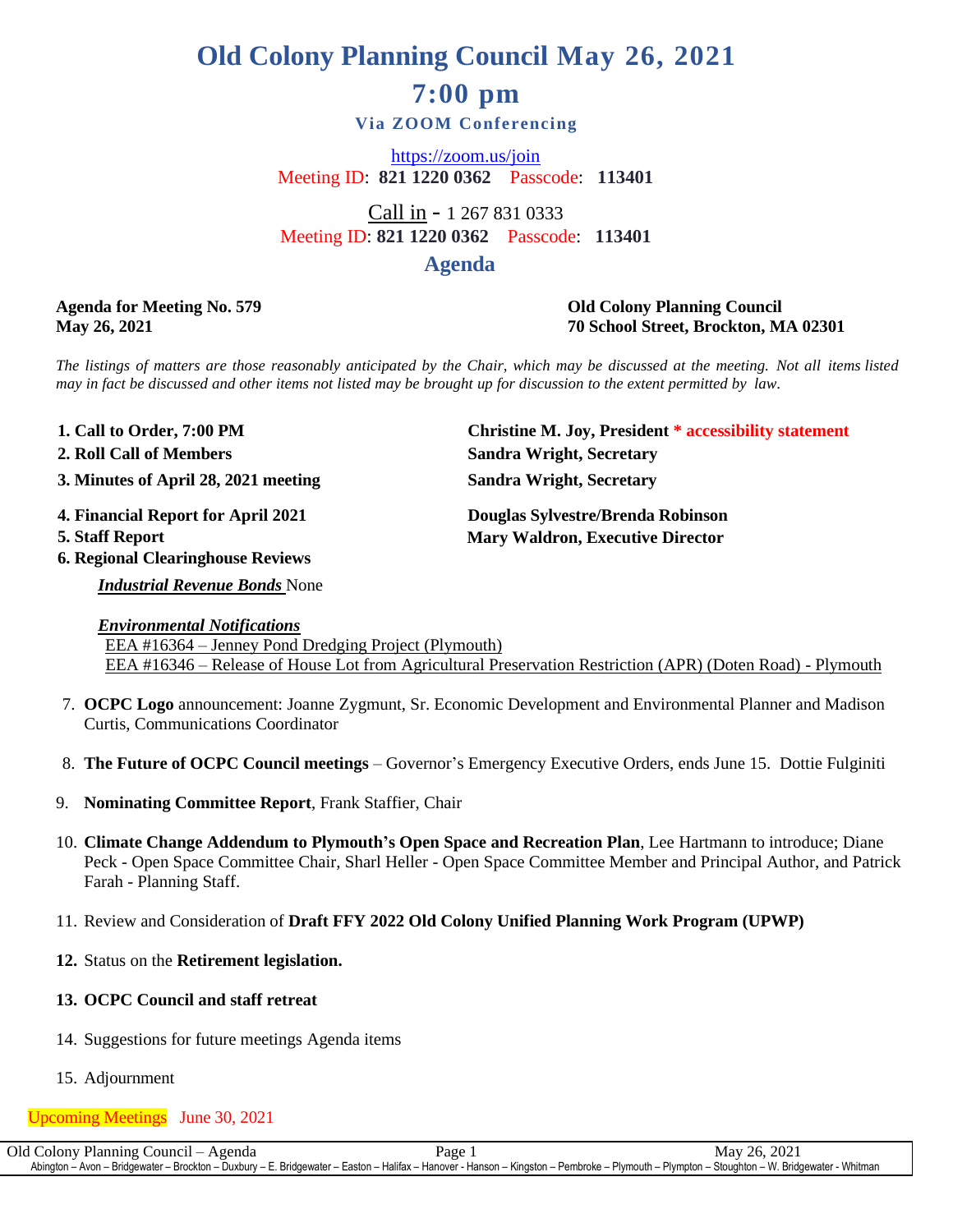# Old Colony Planning Council May 26, 2021

# 7:00 pm

### Via ZOOM Conferencing

https://zoom.us/join
Meeting ID: **821 1220 0362** Passcode: **113401**

Call in - 1 267 831 0333
Meeting ID: **821 1220 0362** Passcode: **113401**

## Agenda

**Agenda for Meeting No. 579**
**May 26, 2021**

**Old Colony Planning Council**
**70 School Street, Brockton, MA 02301**

*The listings of matters are those reasonably anticipated by the Chair, which may be discussed at the meeting. Not all items listed may in fact be discussed and other items not listed may be brought up for discussion to the extent permitted by law.*

1. **Call to Order, 7:00 PM** — **Christine M. Joy, President * accessibility statement**
2. **Roll Call of Members** — **Sandra Wright, Secretary**
3. **Minutes of April 28, 2021 meeting** — **Sandra Wright, Secretary**
4. **Financial Report for April 2021** — **Douglas Sylvestre/Brenda Robinson**
5. **Staff Report** — **Mary Waldron, Executive Director**
6. **Regional Clearinghouse Reviews**

   ***Industrial Revenue Bonds*** None

   ***Environmental Notifications***
   EEA #16364 – Jenney Pond Dredging Project (Plymouth)
   EEA #16346 – Release of House Lot from Agricultural Preservation Restriction (APR) (Doten Road) - Plymouth

7. **OCPC Logo** announcement: Joanne Zygmunt, Sr. Economic Development and Environmental Planner and Madison Curtis, Communications Coordinator
8. **The Future of OCPC Council meetings** – Governor's Emergency Executive Orders, ends June 15. Dottie Fulginiti
9. **Nominating Committee Report**, Frank Staffier, Chair
10. **Climate Change Addendum to Plymouth's Open Space and Recreation Plan**, Lee Hartmann to introduce; Diane Peck - Open Space Committee Chair, Sharl Heller - Open Space Committee Member and Principal Author, and Patrick Farah - Planning Staff.
11. Review and Consideration of **Draft FFY 2022 Old Colony Unified Planning Work Program (UPWP)**
12. Status on the **Retirement legislation.**
13. **OCPC Council and staff retreat**
14. Suggestions for future meetings Agenda items
15. Adjournment

Upcoming Meetings June 30, 2021

Abington – Avon – Bridgewater – Brockton – Duxbury – E. Bridgewater – Easton – Halifax – Hanover - Hanson – Kingston – Pembroke – Plymouth – Plympton – Stoughton – W. Bridgewater - Whitman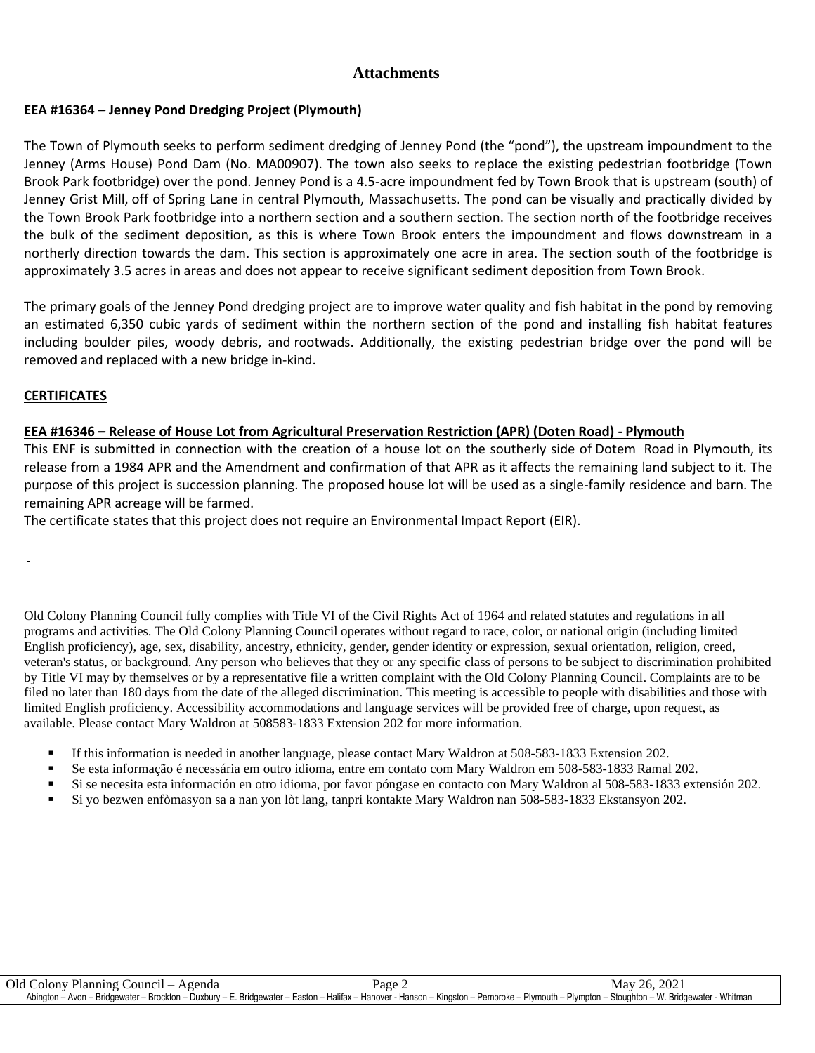## Attachments

**EEA #16364 – Jenney Pond Dredging Project (Plymouth)**

The Town of Plymouth seeks to perform sediment dredging of Jenney Pond (the "pond"), the upstream impoundment to the Jenney (Arms House) Pond Dam (No. MA00907). The town also seeks to replace the existing pedestrian footbridge (Town Brook Park footbridge) over the pond. Jenney Pond is a 4.5-acre impoundment fed by Town Brook that is upstream (south) of Jenney Grist Mill, off of Spring Lane in central Plymouth, Massachusetts. The pond can be visually and practically divided by the Town Brook Park footbridge into a northern section and a southern section. The section north of the footbridge receives the bulk of the sediment deposition, as this is where Town Brook enters the impoundment and flows downstream in a northerly direction towards the dam. This section is approximately one acre in area. The section south of the footbridge is approximately 3.5 acres in areas and does not appear to receive significant sediment deposition from Town Brook.

The primary goals of the Jenney Pond dredging project are to improve water quality and fish habitat in the pond by removing an estimated 6,350 cubic yards of sediment within the northern section of the pond and installing fish habitat features including boulder piles, woody debris, and rootwads. Additionally, the existing pedestrian bridge over the pond will be removed and replaced with a new bridge in-kind.

**CERTIFICATES**

**EEA #16346 – Release of House Lot from Agricultural Preservation Restriction (APR) (Doten Road) - Plymouth**

This ENF is submitted in connection with the creation of a house lot on the southerly side of Dotem Road in Plymouth, its release from a 1984 APR and the Amendment and confirmation of that APR as it affects the remaining land subject to it. The purpose of this project is succession planning. The proposed house lot will be used as a single-family residence and barn. The remaining APR acreage will be farmed.

The certificate states that this project does not require an Environmental Impact Report (EIR).

Old Colony Planning Council fully complies with Title VI of the Civil Rights Act of 1964 and related statutes and regulations in all programs and activities. The Old Colony Planning Council operates without regard to race, color, or national origin (including limited English proficiency), age, sex, disability, ancestry, ethnicity, gender, gender identity or expression, sexual orientation, religion, creed, veteran's status, or background. Any person who believes that they or any specific class of persons to be subject to discrimination prohibited by Title VI may by themselves or by a representative file a written complaint with the Old Colony Planning Council. Complaints are to be filed no later than 180 days from the date of the alleged discrimination. This meeting is accessible to people with disabilities and those with limited English proficiency. Accessibility accommodations and language services will be provided free of charge, upon request, as available. Please contact Mary Waldron at 508583-1833 Extension 202 for more information.

- If this information is needed in another language, please contact Mary Waldron at 508-583-1833 Extension 202.
- Se esta informação é necessária em outro idioma, entre em contato com Mary Waldron em 508-583-1833 Ramal 202.
- Si se necesita esta información en otro idioma, por favor póngase en contacto con Mary Waldron al 508-583-1833 extensión 202.
- Si yo bezwen enfòmasyon sa a nan yon lòt lang, tanpri kontakte Mary Waldron nan 508-583-1833 Ekstansyon 202.